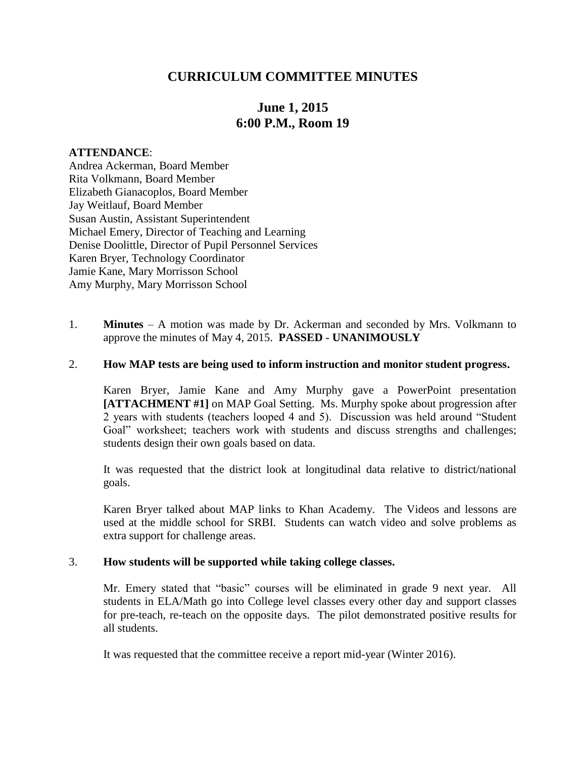# CURRICULUM COMMITTEE MINUTES

## June 1, 2015
## 6:00 P.M., Room 19

**ATTENDANCE**:
Andrea Ackerman, Board Member
Rita Volkmann, Board Member
Elizabeth Gianacoplos, Board Member
Jay Weitlauf, Board Member
Susan Austin, Assistant Superintendent
Michael Emery, Director of Teaching and Learning
Denise Doolittle, Director of Pupil Personnel Services
Karen Bryer, Technology Coordinator
Jamie Kane, Mary Morrisson School
Amy Murphy, Mary Morrisson School

1. **Minutes** – A motion was made by Dr. Ackerman and seconded by Mrs. Volkmann to approve the minutes of May 4, 2015. **PASSED - UNANIMOUSLY**

2. **How MAP tests are being used to inform instruction and monitor student progress.**

   Karen Bryer, Jamie Kane and Amy Murphy gave a PowerPoint presentation **[ATTACHMENT #1]** on MAP Goal Setting. Ms. Murphy spoke about progression after 2 years with students (teachers looped 4 and 5). Discussion was held around "Student Goal" worksheet; teachers work with students and discuss strengths and challenges; students design their own goals based on data.

   It was requested that the district look at longitudinal data relative to district/national goals.

   Karen Bryer talked about MAP links to Khan Academy. The Videos and lessons are used at the middle school for SRBI. Students can watch video and solve problems as extra support for challenge areas.

3. **How students will be supported while taking college classes.**

   Mr. Emery stated that "basic" courses will be eliminated in grade 9 next year. All students in ELA/Math go into College level classes every other day and support classes for pre-teach, re-teach on the opposite days. The pilot demonstrated positive results for all students.

   It was requested that the committee receive a report mid-year (Winter 2016).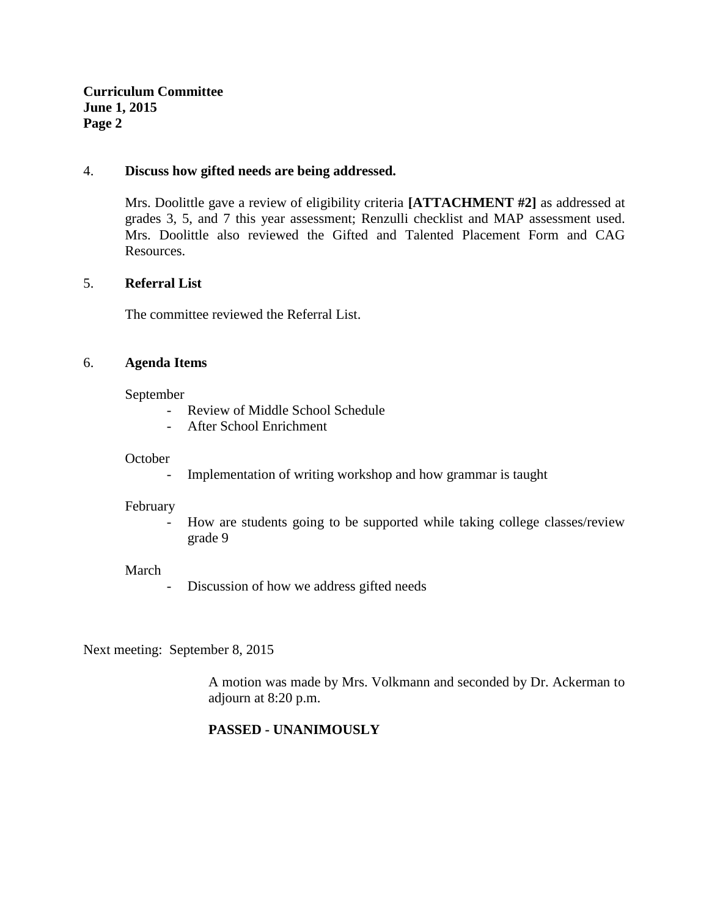4. **Discuss how gifted needs are being addressed.**

   Mrs. Doolittle gave a review of eligibility criteria **[ATTACHMENT #2]** as addressed at grades 3, 5, and 7 this year assessment; Renzulli checklist and MAP assessment used. Mrs. Doolittle also reviewed the Gifted and Talented Placement Form and CAG Resources.

5. **Referral List**

   The committee reviewed the Referral List.

6. **Agenda Items**

   September
   - Review of Middle School Schedule
   - After School Enrichment

   October
   - Implementation of writing workshop and how grammar is taught

   February
   - How are students going to be supported while taking college classes/review grade 9

   March
   - Discussion of how we address gifted needs

Next meeting: September 8, 2015

A motion was made by Mrs. Volkmann and seconded by Dr. Ackerman to adjourn at 8:20 p.m.

**PASSED - UNANIMOUSLY**